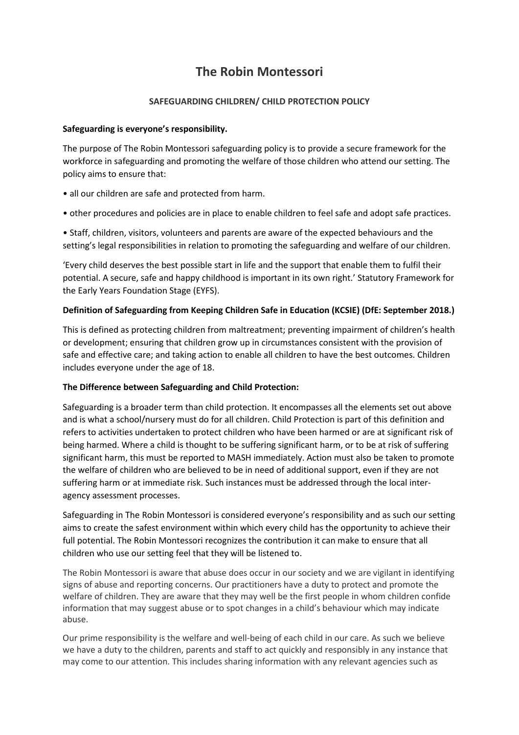# The Robin Montessori

**SAFEGUARDING CHILDREN/ CHILD PROTECTION POLICY**

**Safeguarding is everyone's responsibility.**

The purpose of The Robin Montessori safeguarding policy is to provide a secure framework for the workforce in safeguarding and promoting the welfare of those children who attend our setting. The policy aims to ensure that:

- all our children are safe and protected from harm.
- other procedures and policies are in place to enable children to feel safe and adopt safe practices.
- Staff, children, visitors, volunteers and parents are aware of the expected behaviours and the setting's legal responsibilities in relation to promoting the safeguarding and welfare of our children.

'Every child deserves the best possible start in life and the support that enable them to fulfil their potential. A secure, safe and happy childhood is important in its own right.' Statutory Framework for the Early Years Foundation Stage (EYFS).

**Definition of Safeguarding from Keeping Children Safe in Education (KCSIE) (DfE: September 2018.)**

This is defined as protecting children from maltreatment; preventing impairment of children's health or development; ensuring that children grow up in circumstances consistent with the provision of safe and effective care; and taking action to enable all children to have the best outcomes. Children includes everyone under the age of 18.

**The Difference between Safeguarding and Child Protection:**

Safeguarding is a broader term than child protection. It encompasses all the elements set out above and is what a school/nursery must do for all children. Child Protection is part of this definition and refers to activities undertaken to protect children who have been harmed or are at significant risk of being harmed. Where a child is thought to be suffering significant harm, or to be at risk of suffering significant harm, this must be reported to MASH immediately. Action must also be taken to promote the welfare of children who are believed to be in need of additional support, even if they are not suffering harm or at immediate risk. Such instances must be addressed through the local inter-agency assessment processes.

Safeguarding in The Robin Montessori is considered everyone's responsibility and as such our setting aims to create the safest environment within which every child has the opportunity to achieve their full potential. The Robin Montessori recognizes the contribution it can make to ensure that all children who use our setting feel that they will be listened to.

The Robin Montessori is aware that abuse does occur in our society and we are vigilant in identifying signs of abuse and reporting concerns. Our practitioners have a duty to protect and promote the welfare of children. They are aware that they may well be the first people in whom children confide information that may suggest abuse or to spot changes in a child's behaviour which may indicate abuse.

Our prime responsibility is the welfare and well-being of each child in our care. As such we believe we have a duty to the children, parents and staff to act quickly and responsibly in any instance that may come to our attention. This includes sharing information with any relevant agencies such as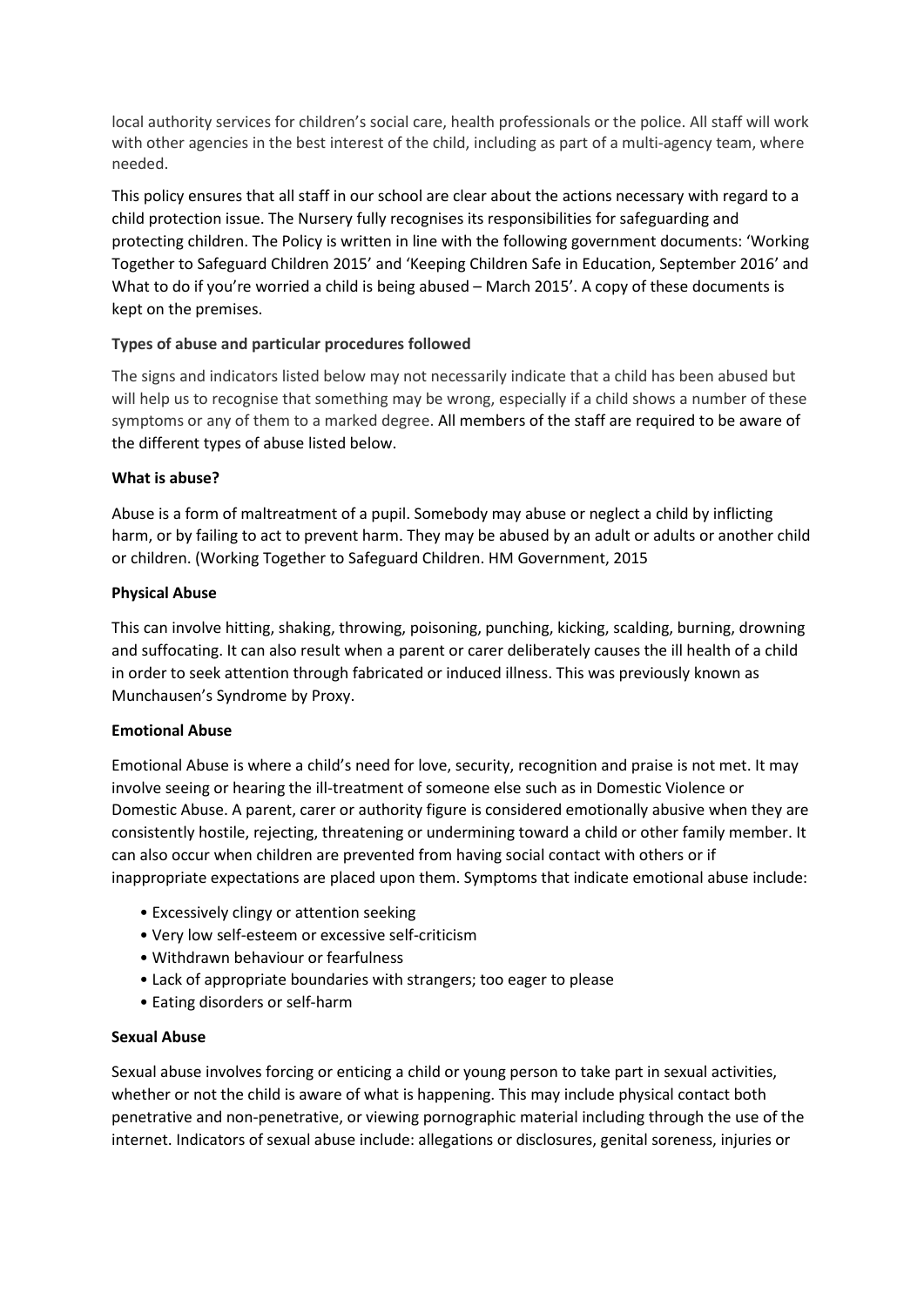local authority services for children's social care, health professionals or the police. All staff will work with other agencies in the best interest of the child, including as part of a multi-agency team, where needed.

This policy ensures that all staff in our school are clear about the actions necessary with regard to a child protection issue. The Nursery fully recognises its responsibilities for safeguarding and protecting children. The Policy is written in line with the following government documents: 'Working Together to Safeguard Children 2015' and 'Keeping Children Safe in Education, September 2016' and What to do if you're worried a child is being abused – March 2015'. A copy of these documents is kept on the premises.

**Types of abuse and particular procedures followed**

The signs and indicators listed below may not necessarily indicate that a child has been abused but will help us to recognise that something may be wrong, especially if a child shows a number of these symptoms or any of them to a marked degree. All members of the staff are required to be aware of the different types of abuse listed below.

**What is abuse?**

Abuse is a form of maltreatment of a pupil. Somebody may abuse or neglect a child by inflicting harm, or by failing to act to prevent harm. They may be abused by an adult or adults or another child or children. (Working Together to Safeguard Children. HM Government, 2015

**Physical Abuse**

This can involve hitting, shaking, throwing, poisoning, punching, kicking, scalding, burning, drowning and suffocating. It can also result when a parent or carer deliberately causes the ill health of a child in order to seek attention through fabricated or induced illness. This was previously known as Munchausen's Syndrome by Proxy.

**Emotional Abuse**

Emotional Abuse is where a child's need for love, security, recognition and praise is not met. It may involve seeing or hearing the ill-treatment of someone else such as in Domestic Violence or Domestic Abuse. A parent, carer or authority figure is considered emotionally abusive when they are consistently hostile, rejecting, threatening or undermining toward a child or other family member. It can also occur when children are prevented from having social contact with others or if inappropriate expectations are placed upon them. Symptoms that indicate emotional abuse include:

- Excessively clingy or attention seeking
- Very low self-esteem or excessive self-criticism
- Withdrawn behaviour or fearfulness
- Lack of appropriate boundaries with strangers; too eager to please
- Eating disorders or self-harm

**Sexual Abuse**

Sexual abuse involves forcing or enticing a child or young person to take part in sexual activities, whether or not the child is aware of what is happening. This may include physical contact both penetrative and non-penetrative, or viewing pornographic material including through the use of the internet. Indicators of sexual abuse include: allegations or disclosures, genital soreness, injuries or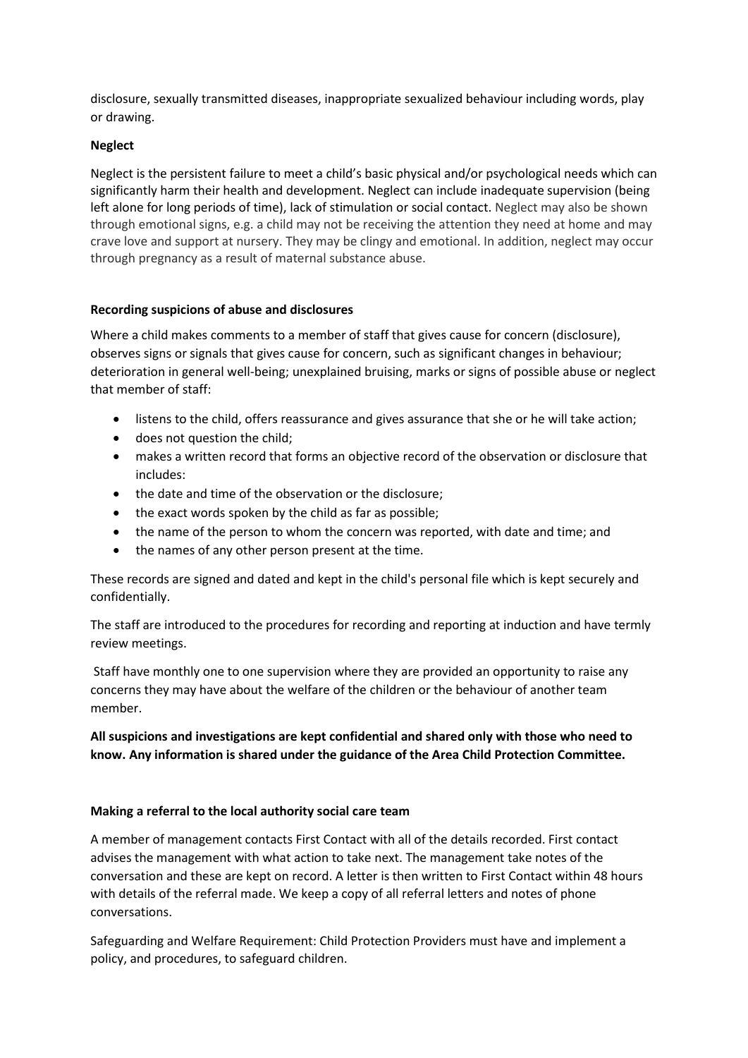disclosure, sexually transmitted diseases, inappropriate sexualized behaviour including words, play or drawing.

**Neglect**

Neglect is the persistent failure to meet a child's basic physical and/or psychological needs which can significantly harm their health and development. Neglect can include inadequate supervision (being left alone for long periods of time), lack of stimulation or social contact. Neglect may also be shown through emotional signs, e.g. a child may not be receiving the attention they need at home and may crave love and support at nursery. They may be clingy and emotional. In addition, neglect may occur through pregnancy as a result of maternal substance abuse.

**Recording suspicions of abuse and disclosures**

Where a child makes comments to a member of staff that gives cause for concern (disclosure), observes signs or signals that gives cause for concern, such as significant changes in behaviour; deterioration in general well-being; unexplained bruising, marks or signs of possible abuse or neglect that member of staff:

- listens to the child, offers reassurance and gives assurance that she or he will take action;
- does not question the child;
- makes a written record that forms an objective record of the observation or disclosure that includes:
- the date and time of the observation or the disclosure;
- the exact words spoken by the child as far as possible;
- the name of the person to whom the concern was reported, with date and time; and
- the names of any other person present at the time.

These records are signed and dated and kept in the child's personal file which is kept securely and confidentially.

The staff are introduced to the procedures for recording and reporting at induction and have termly review meetings.

Staff have monthly one to one supervision where they are provided an opportunity to raise any concerns they may have about the welfare of the children or the behaviour of another team member.

**All suspicions and investigations are kept confidential and shared only with those who need to know. Any information is shared under the guidance of the Area Child Protection Committee.**

**Making a referral to the local authority social care team**

A member of management contacts First Contact with all of the details recorded. First contact advises the management with what action to take next. The management take notes of the conversation and these are kept on record. A letter is then written to First Contact within 48 hours with details of the referral made. We keep a copy of all referral letters and notes of phone conversations.

Safeguarding and Welfare Requirement: Child Protection Providers must have and implement a policy, and procedures, to safeguard children.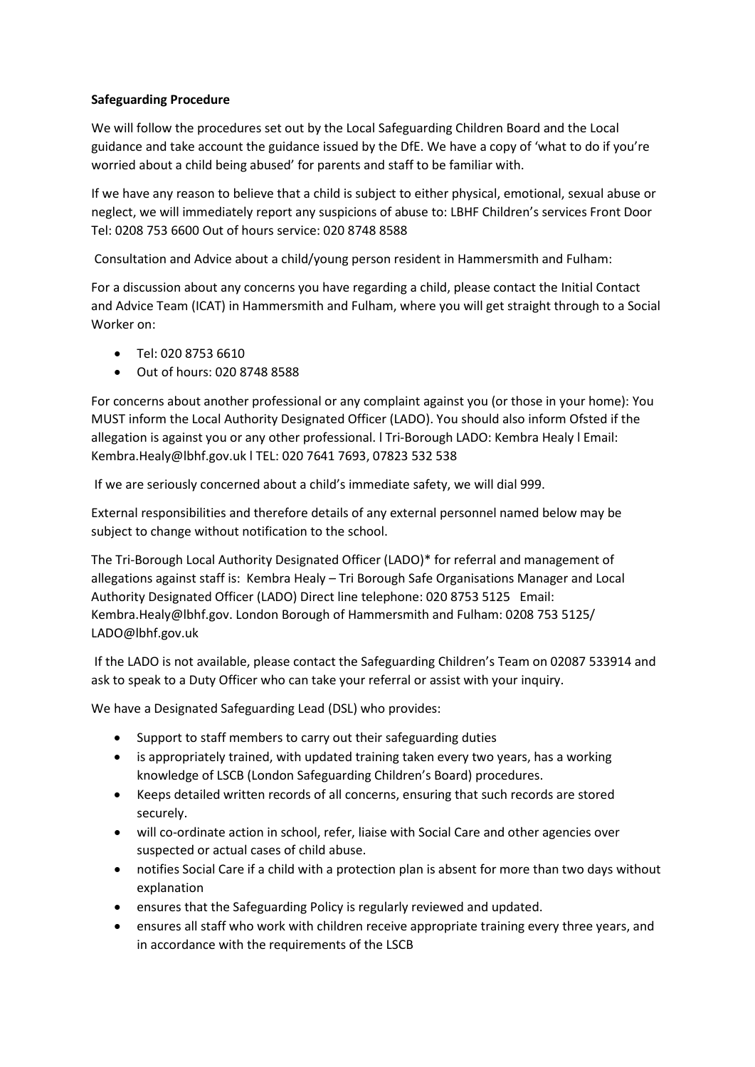**Safeguarding Procedure**

We will follow the procedures set out by the Local Safeguarding Children Board and the Local guidance and take account the guidance issued by the DfE. We have a copy of 'what to do if you're worried about a child being abused' for parents and staff to be familiar with.

If we have any reason to believe that a child is subject to either physical, emotional, sexual abuse or neglect, we will immediately report any suspicions of abuse to: LBHF Children's services Front Door Tel: 0208 753 6600 Out of hours service: 020 8748 8588

Consultation and Advice about a child/young person resident in Hammersmith and Fulham:

For a discussion about any concerns you have regarding a child, please contact the Initial Contact and Advice Team (ICAT) in Hammersmith and Fulham, where you will get straight through to a Social Worker on:

- Tel: 020 8753 6610
- Out of hours: 020 8748 8588

For concerns about another professional or any complaint against you (or those in your home): You MUST inform the Local Authority Designated Officer (LADO). You should also inform Ofsted if the allegation is against you or any other professional. l Tri-Borough LADO: Kembra Healy l Email: Kembra.Healy@lbhf.gov.uk l TEL: 020 7641 7693, 07823 532 538

If we are seriously concerned about a child's immediate safety, we will dial 999.

External responsibilities and therefore details of any external personnel named below may be subject to change without notification to the school.

The Tri-Borough Local Authority Designated Officer (LADO)* for referral and management of allegations against staff is: Kembra Healy – Tri Borough Safe Organisations Manager and Local Authority Designated Officer (LADO) Direct line telephone: 020 8753 5125 Email: Kembra.Healy@lbhf.gov. London Borough of Hammersmith and Fulham: 0208 753 5125/ LADO@lbhf.gov.uk

If the LADO is not available, please contact the Safeguarding Children's Team on 02087 533914 and ask to speak to a Duty Officer who can take your referral or assist with your inquiry.

We have a Designated Safeguarding Lead (DSL) who provides:

- Support to staff members to carry out their safeguarding duties
- is appropriately trained, with updated training taken every two years, has a working knowledge of LSCB (London Safeguarding Children's Board) procedures.
- Keeps detailed written records of all concerns, ensuring that such records are stored securely.
- will co-ordinate action in school, refer, liaise with Social Care and other agencies over suspected or actual cases of child abuse.
- notifies Social Care if a child with a protection plan is absent for more than two days without explanation
- ensures that the Safeguarding Policy is regularly reviewed and updated.
- ensures all staff who work with children receive appropriate training every three years, and in accordance with the requirements of the LSCB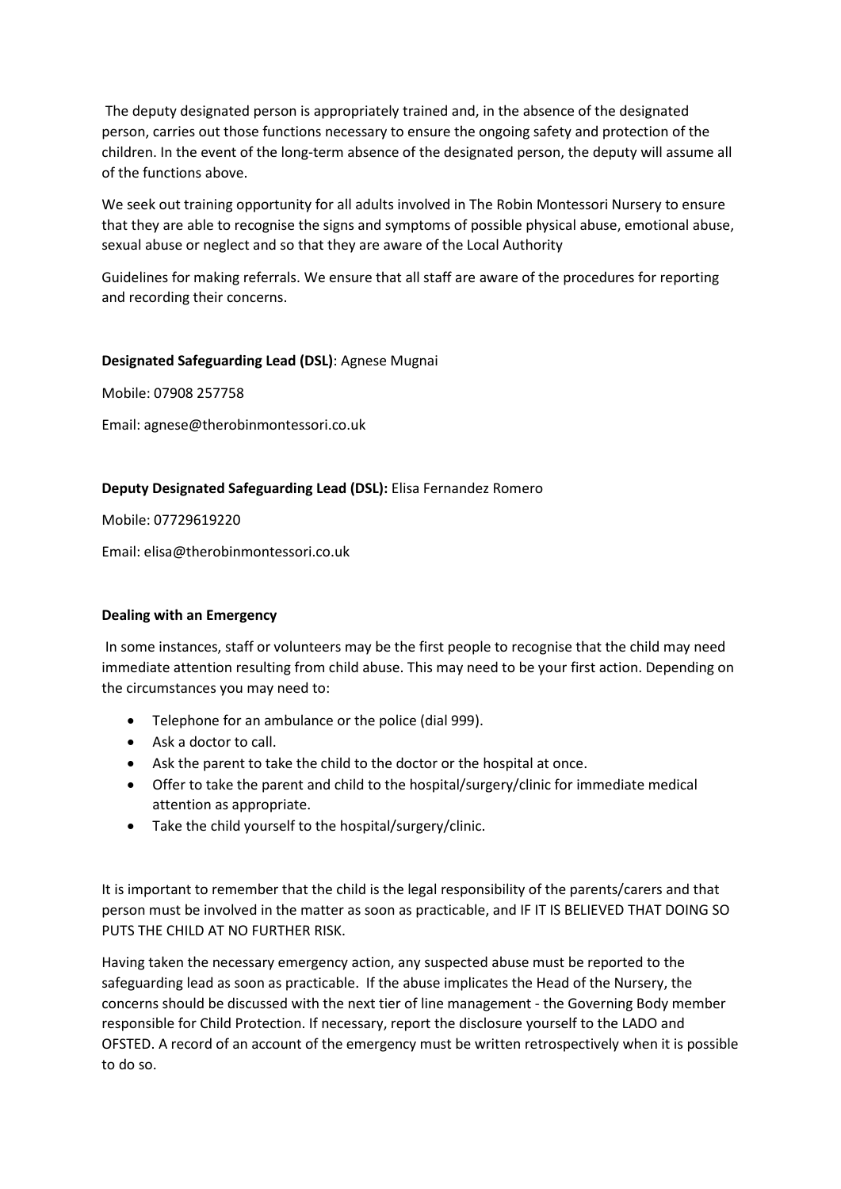The deputy designated person is appropriately trained and, in the absence of the designated person, carries out those functions necessary to ensure the ongoing safety and protection of the children. In the event of the long-term absence of the designated person, the deputy will assume all of the functions above.

We seek out training opportunity for all adults involved in The Robin Montessori Nursery to ensure that they are able to recognise the signs and symptoms of possible physical abuse, emotional abuse, sexual abuse or neglect and so that they are aware of the Local Authority

Guidelines for making referrals. We ensure that all staff are aware of the procedures for reporting and recording their concerns.

**Designated Safeguarding Lead (DSL)**: Agnese Mugnai

Mobile: 07908 257758

Email: agnese@therobinmontessori.co.uk

**Deputy Designated Safeguarding Lead (DSL):** Elisa Fernandez Romero

Mobile: 07729619220

Email: elisa@therobinmontessori.co.uk

**Dealing with an Emergency**

In some instances, staff or volunteers may be the first people to recognise that the child may need immediate attention resulting from child abuse. This may need to be your first action. Depending on the circumstances you may need to:

- Telephone for an ambulance or the police (dial 999).
- Ask a doctor to call.
- Ask the parent to take the child to the doctor or the hospital at once.
- Offer to take the parent and child to the hospital/surgery/clinic for immediate medical attention as appropriate.
- Take the child yourself to the hospital/surgery/clinic.

It is important to remember that the child is the legal responsibility of the parents/carers and that person must be involved in the matter as soon as practicable, and IF IT IS BELIEVED THAT DOING SO PUTS THE CHILD AT NO FURTHER RISK.

Having taken the necessary emergency action, any suspected abuse must be reported to the safeguarding lead as soon as practicable. If the abuse implicates the Head of the Nursery, the concerns should be discussed with the next tier of line management - the Governing Body member responsible for Child Protection. If necessary, report the disclosure yourself to the LADO and OFSTED. A record of an account of the emergency must be written retrospectively when it is possible to do so.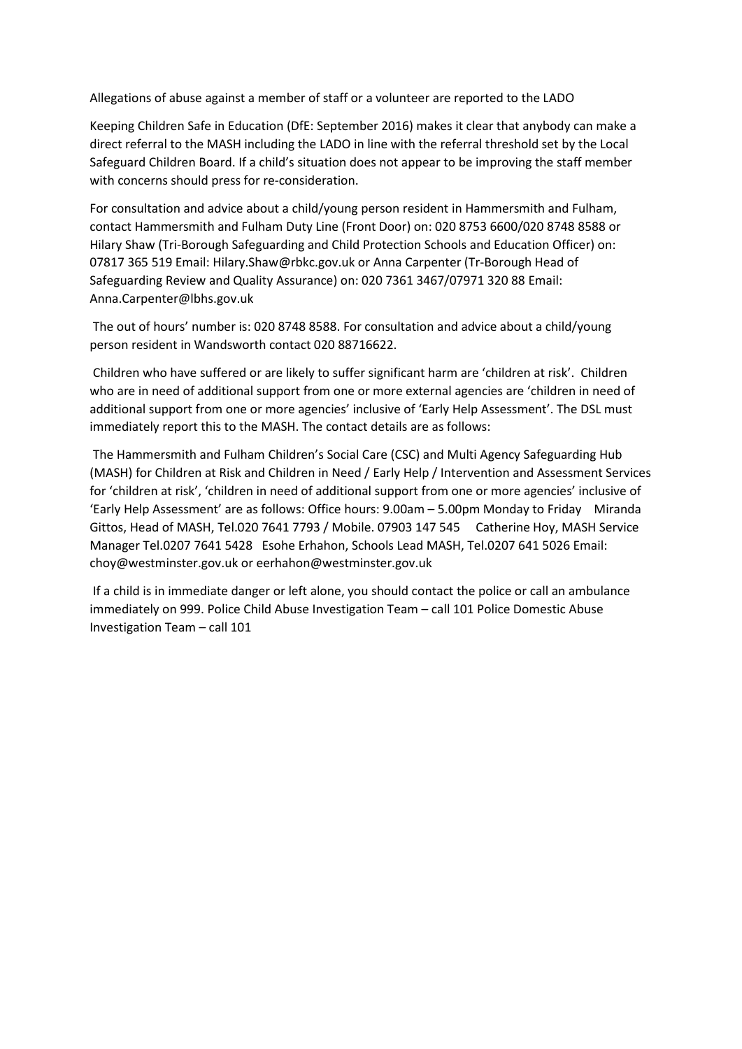Allegations of abuse against a member of staff or a volunteer are reported to the LADO

Keeping Children Safe in Education (DfE: September 2016) makes it clear that anybody can make a direct referral to the MASH including the LADO in line with the referral threshold set by the Local Safeguard Children Board. If a child's situation does not appear to be improving the staff member with concerns should press for re-consideration.

For consultation and advice about a child/young person resident in Hammersmith and Fulham, contact Hammersmith and Fulham Duty Line (Front Door) on: 020 8753 6600/020 8748 8588 or Hilary Shaw (Tri-Borough Safeguarding and Child Protection Schools and Education Officer) on: 07817 365 519 Email: Hilary.Shaw@rbkc.gov.uk or Anna Carpenter (Tr-Borough Head of Safeguarding Review and Quality Assurance) on: 020 7361 3467/07971 320 88 Email: Anna.Carpenter@lbhs.gov.uk

The out of hours' number is: 020 8748 8588. For consultation and advice about a child/young person resident in Wandsworth contact 020 88716622.

Children who have suffered or are likely to suffer significant harm are 'children at risk'. Children who are in need of additional support from one or more external agencies are 'children in need of additional support from one or more agencies' inclusive of 'Early Help Assessment'. The DSL must immediately report this to the MASH. The contact details are as follows:

The Hammersmith and Fulham Children's Social Care (CSC) and Multi Agency Safeguarding Hub (MASH) for Children at Risk and Children in Need / Early Help / Intervention and Assessment Services for 'children at risk', 'children in need of additional support from one or more agencies' inclusive of 'Early Help Assessment' are as follows: Office hours: 9.00am – 5.00pm Monday to Friday Miranda Gittos, Head of MASH, Tel.020 7641 7793 / Mobile. 07903 147 545 Catherine Hoy, MASH Service Manager Tel.0207 7641 5428 Esohe Erhahon, Schools Lead MASH, Tel.0207 641 5026 Email: choy@westminster.gov.uk or eerhahon@westminster.gov.uk

If a child is in immediate danger or left alone, you should contact the police or call an ambulance immediately on 999. Police Child Abuse Investigation Team – call 101 Police Domestic Abuse Investigation Team – call 101